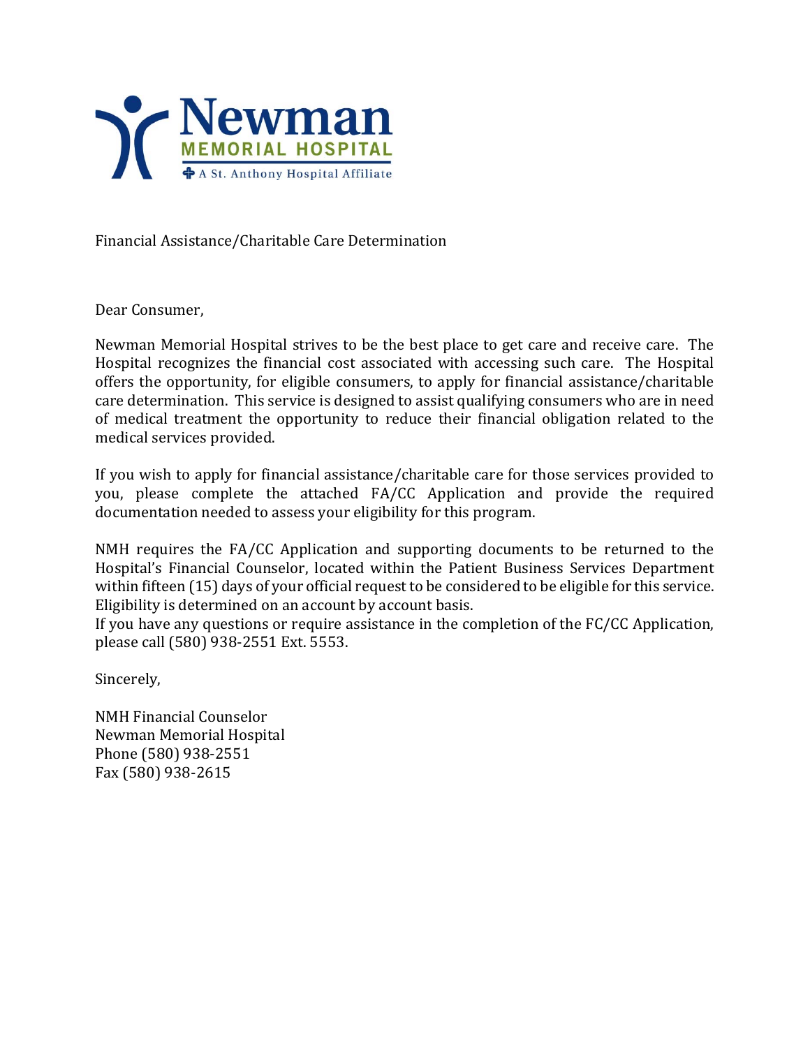Newman
MEMORIAL HOSPITAL
A St. Anthony Hospital Affiliate

Financial Assistance/Charitable Care Determination

Dear Consumer,

Newman Memorial Hospital strives to be the best place to get care and receive care. The Hospital recognizes the financial cost associated with accessing such care. The Hospital offers the opportunity, for eligible consumers, to apply for financial assistance/charitable care determination. This service is designed to assist qualifying consumers who are in need of medical treatment the opportunity to reduce their financial obligation related to the medical services provided.

If you wish to apply for financial assistance/charitable care for those services provided to you, please complete the attached FA/CC Application and provide the required documentation needed to assess your eligibility for this program.

NMH requires the FA/CC Application and supporting documents to be returned to the Hospital's Financial Counselor, located within the Patient Business Services Department within fifteen (15) days of your official request to be considered to be eligible for this service. Eligibility is determined on an account by account basis.
If you have any questions or require assistance in the completion of the FC/CC Application, please call (580) 938-2551 Ext. 5553.

Sincerely,

NMH Financial Counselor
Newman Memorial Hospital
Phone (580) 938-2551
Fax (580) 938-2615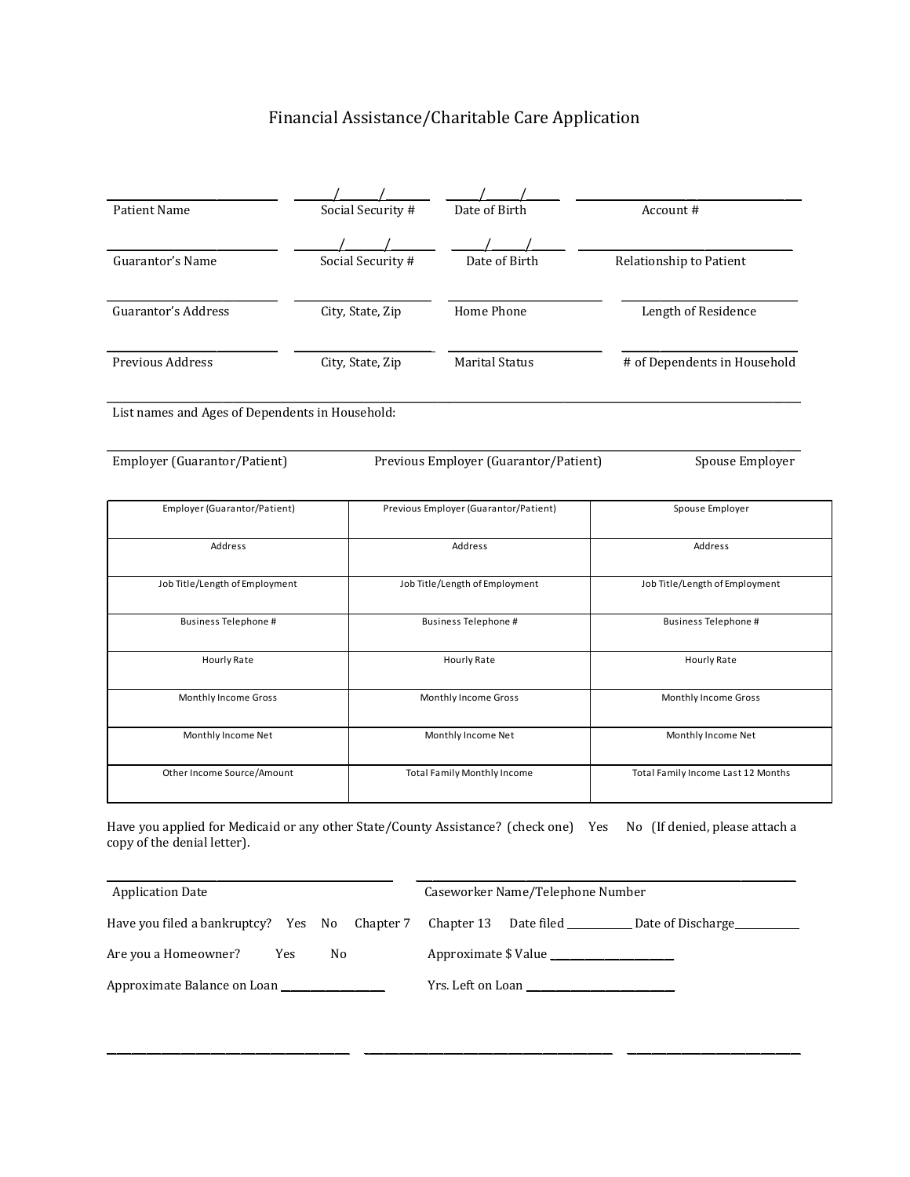# Financial Assistance/Charitable Care Application

| Patient Name | Social Security # | Date of Birth | Account # |
|---|---|---|---|
| | ____/____/____ | ____/____/____ | |

| Guarantor's Name | Social Security # | Date of Birth | Relationship to Patient |
|---|---|---|---|
| | ____/____/____ | ____/____/____ | |

| Guarantor's Address | City, State, Zip | Home Phone | Length of Residence |
|---|---|---|---|
| | | | |

| Previous Address | City, State, Zip | Marital Status | # of Dependents in Household |
|---|---|---|---|
| | | | |

List names and Ages of Dependents in Household:

Employer (Guarantor/Patient) Previous Employer (Guarantor/Patient) Spouse Employer

| Employer (Guarantor/Patient) | Previous Employer (Guarantor/Patient) | Spouse Employer |
|---|---|---|
| Address | Address | Address |
| Job Title/Length of Employment | Job Title/Length of Employment | Job Title/Length of Employment |
| Business Telephone # | Business Telephone # | Business Telephone # |
| Hourly Rate | Hourly Rate | Hourly Rate |
| Monthly Income Gross | Monthly Income Gross | Monthly Income Gross |
| Monthly Income Net | Monthly Income Net | Monthly Income Net |
| Other Income Source/Amount | Total Family Monthly Income | Total Family Income Last 12 Months |

Have you applied for Medicaid or any other State/County Assistance? (check one) Yes No (If denied, please attach a copy of the denial letter).

Application Date ______________________ Caseworker Name/Telephone Number ______________________

Have you filed a bankruptcy? Yes No Chapter 7 Chapter 13 Date filed ___________ Date of Discharge___________

Are you a Homeowner? Yes No Approximate $ Value ______________________

Approximate Balance on Loan __________________ Yrs. Left on Loan ______________________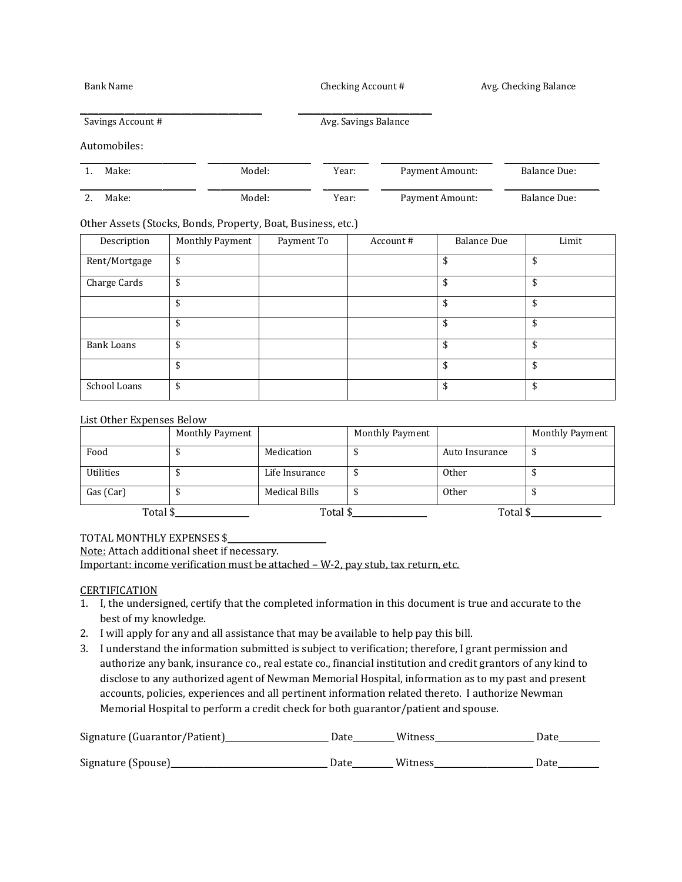Bank Name Checking Account # Avg. Checking Balance

\_\_\_\_\_\_\_\_\_\_\_\_\_\_\_\_\_\_\_\_\_\_\_\_\_\_\_\_\_\_\_\_\_\_\_\_\_\_\_\_ \_\_\_\_\_\_\_\_\_\_\_\_\_\_\_\_\_\_\_\_\_\_\_\_\_\_\_\_\_\_

Savings Account # Avg. Savings Balance

Automobiles:

1. Make: \_\_\_\_\_\_\_\_ Model: \_\_\_\_\_\_\_\_ Year: \_\_\_\_\_\_ Payment Amount: \_\_\_\_\_\_\_\_ Balance Due: \_\_\_\_\_\_\_\_
2. Make: \_\_\_\_\_\_\_\_ Model: \_\_\_\_\_\_\_\_ Year: \_\_\_\_\_\_ Payment Amount: \_\_\_\_\_\_\_\_ Balance Due: \_\_\_\_\_\_\_\_

Other Assets (Stocks, Bonds, Property, Boat, Business, etc.)

| Description | Monthly Payment | Payment To | Account # | Balance Due | Limit |
|---|---|---|---|---|---|
| Rent/Mortgage | $ | | | $ | $ |
| Charge Cards | $ | | | $ | $ |
| | $ | | | $ | $ |
| | $ | | | $ | $ |
| Bank Loans | $ | | | $ | $ |
| | $ | | | $ | $ |
| School Loans | $ | | | $ | $ |

List Other Expenses Below

| | Monthly Payment | | Monthly Payment | | Monthly Payment |
|---|---|---|---|---|---|
| Food | $ | Medication | $ | Auto Insurance | $ |
| Utilities | $ | Life Insurance | $ | Other | $ |
| Gas (Car) | $ | Medical Bills | $ | Other | $ |
| | Total $\_\_\_\_\_\_\_\_ | | Total $\_\_\_\_\_\_\_\_ | | Total $\_\_\_\_\_\_\_\_ |

TOTAL MONTHLY EXPENSES $\_\_\_\_\_\_\_\_\_\_\_\_\_\_\_\_

Note: Attach additional sheet if necessary.

Important: income verification must be attached – W-2, pay stub, tax return, etc.

CERTIFICATION

1. I, the undersigned, certify that the completed information in this document is true and accurate to the best of my knowledge.
2. I will apply for any and all assistance that may be available to help pay this bill.
3. I understand the information submitted is subject to verification; therefore, I grant permission and authorize any bank, insurance co., real estate co., financial institution and credit grantors of any kind to disclose to any authorized agent of Newman Memorial Hospital, information as to my past and present accounts, policies, experiences and all pertinent information related thereto. I authorize Newman Memorial Hospital to perform a credit check for both guarantor/patient and spouse.

Signature (Guarantor/Patient)\_\_\_\_\_\_\_\_\_\_\_\_\_\_\_\_\_\_ Date\_\_\_\_\_\_\_ Witness\_\_\_\_\_\_\_\_\_\_\_\_\_\_\_\_\_\_ Date\_\_\_\_\_\_\_

Signature (Spouse)\_\_\_\_\_\_\_\_\_\_\_\_\_\_\_\_\_\_\_\_\_\_\_\_\_\_ Date\_\_\_\_\_\_\_ Witness\_\_\_\_\_\_\_\_\_\_\_\_\_\_\_\_\_\_ Date\_\_\_\_\_\_\_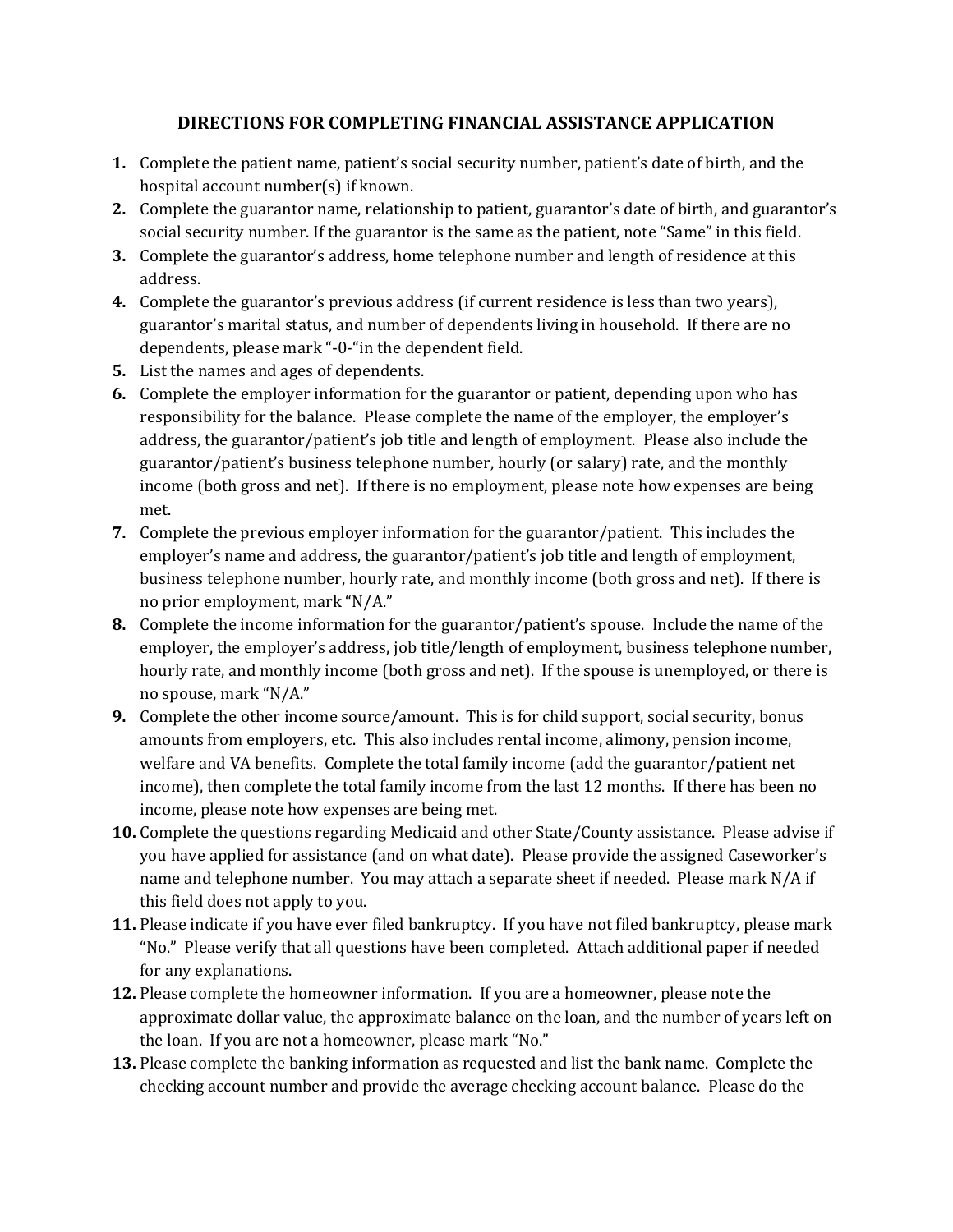## DIRECTIONS FOR COMPLETING FINANCIAL ASSISTANCE APPLICATION

1. Complete the patient name, patient's social security number, patient's date of birth, and the hospital account number(s) if known.
2. Complete the guarantor name, relationship to patient, guarantor's date of birth, and guarantor's social security number. If the guarantor is the same as the patient, note "Same" in this field.
3. Complete the guarantor's address, home telephone number and length of residence at this address.
4. Complete the guarantor's previous address (if current residence is less than two years), guarantor's marital status, and number of dependents living in household. If there are no dependents, please mark "-0-"in the dependent field.
5. List the names and ages of dependents.
6. Complete the employer information for the guarantor or patient, depending upon who has responsibility for the balance. Please complete the name of the employer, the employer's address, the guarantor/patient's job title and length of employment. Please also include the guarantor/patient's business telephone number, hourly (or salary) rate, and the monthly income (both gross and net). If there is no employment, please note how expenses are being met.
7. Complete the previous employer information for the guarantor/patient. This includes the employer's name and address, the guarantor/patient's job title and length of employment, business telephone number, hourly rate, and monthly income (both gross and net). If there is no prior employment, mark "N/A."
8. Complete the income information for the guarantor/patient's spouse. Include the name of the employer, the employer's address, job title/length of employment, business telephone number, hourly rate, and monthly income (both gross and net). If the spouse is unemployed, or there is no spouse, mark "N/A."
9. Complete the other income source/amount. This is for child support, social security, bonus amounts from employers, etc. This also includes rental income, alimony, pension income, welfare and VA benefits. Complete the total family income (add the guarantor/patient net income), then complete the total family income from the last 12 months. If there has been no income, please note how expenses are being met.
10. Complete the questions regarding Medicaid and other State/County assistance. Please advise if you have applied for assistance (and on what date). Please provide the assigned Caseworker's name and telephone number. You may attach a separate sheet if needed. Please mark N/A if this field does not apply to you.
11. Please indicate if you have ever filed bankruptcy. If you have not filed bankruptcy, please mark "No." Please verify that all questions have been completed. Attach additional paper if needed for any explanations.
12. Please complete the homeowner information. If you are a homeowner, please note the approximate dollar value, the approximate balance on the loan, and the number of years left on the loan. If you are not a homeowner, please mark "No."
13. Please complete the banking information as requested and list the bank name. Complete the checking account number and provide the average checking account balance. Please do the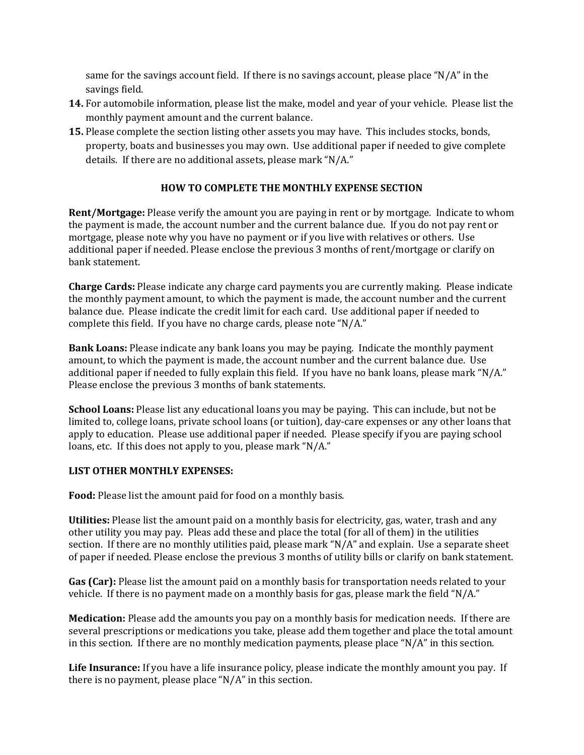same for the savings account field. If there is no savings account, please place "N/A" in the savings field.

14. For automobile information, please list the make, model and year of your vehicle. Please list the monthly payment amount and the current balance.
15. Please complete the section listing other assets you may have. This includes stocks, bonds, property, boats and businesses you may own. Use additional paper if needed to give complete details. If there are no additional assets, please mark "N/A."

## HOW TO COMPLETE THE MONTHLY EXPENSE SECTION

**Rent/Mortgage:** Please verify the amount you are paying in rent or by mortgage. Indicate to whom the payment is made, the account number and the current balance due. If you do not pay rent or mortgage, please note why you have no payment or if you live with relatives or others. Use additional paper if needed. Please enclose the previous 3 months of rent/mortgage or clarify on bank statement.

**Charge Cards:** Please indicate any charge card payments you are currently making. Please indicate the monthly payment amount, to which the payment is made, the account number and the current balance due. Please indicate the credit limit for each card. Use additional paper if needed to complete this field. If you have no charge cards, please note "N/A."

**Bank Loans:** Please indicate any bank loans you may be paying. Indicate the monthly payment amount, to which the payment is made, the account number and the current balance due. Use additional paper if needed to fully explain this field. If you have no bank loans, please mark "N/A." Please enclose the previous 3 months of bank statements.

**School Loans:** Please list any educational loans you may be paying. This can include, but not be limited to, college loans, private school loans (or tuition), day-care expenses or any other loans that apply to education. Please use additional paper if needed. Please specify if you are paying school loans, etc. If this does not apply to you, please mark "N/A."

**LIST OTHER MONTHLY EXPENSES:**

**Food:** Please list the amount paid for food on a monthly basis.

**Utilities:** Please list the amount paid on a monthly basis for electricity, gas, water, trash and any other utility you may pay. Pleas add these and place the total (for all of them) in the utilities section. If there are no monthly utilities paid, please mark "N/A" and explain. Use a separate sheet of paper if needed. Please enclose the previous 3 months of utility bills or clarify on bank statement.

**Gas (Car):** Please list the amount paid on a monthly basis for transportation needs related to your vehicle. If there is no payment made on a monthly basis for gas, please mark the field "N/A."

**Medication:** Please add the amounts you pay on a monthly basis for medication needs. If there are several prescriptions or medications you take, please add them together and place the total amount in this section. If there are no monthly medication payments, please place "N/A" in this section.

**Life Insurance:** If you have a life insurance policy, please indicate the monthly amount you pay. If there is no payment, please place "N/A" in this section.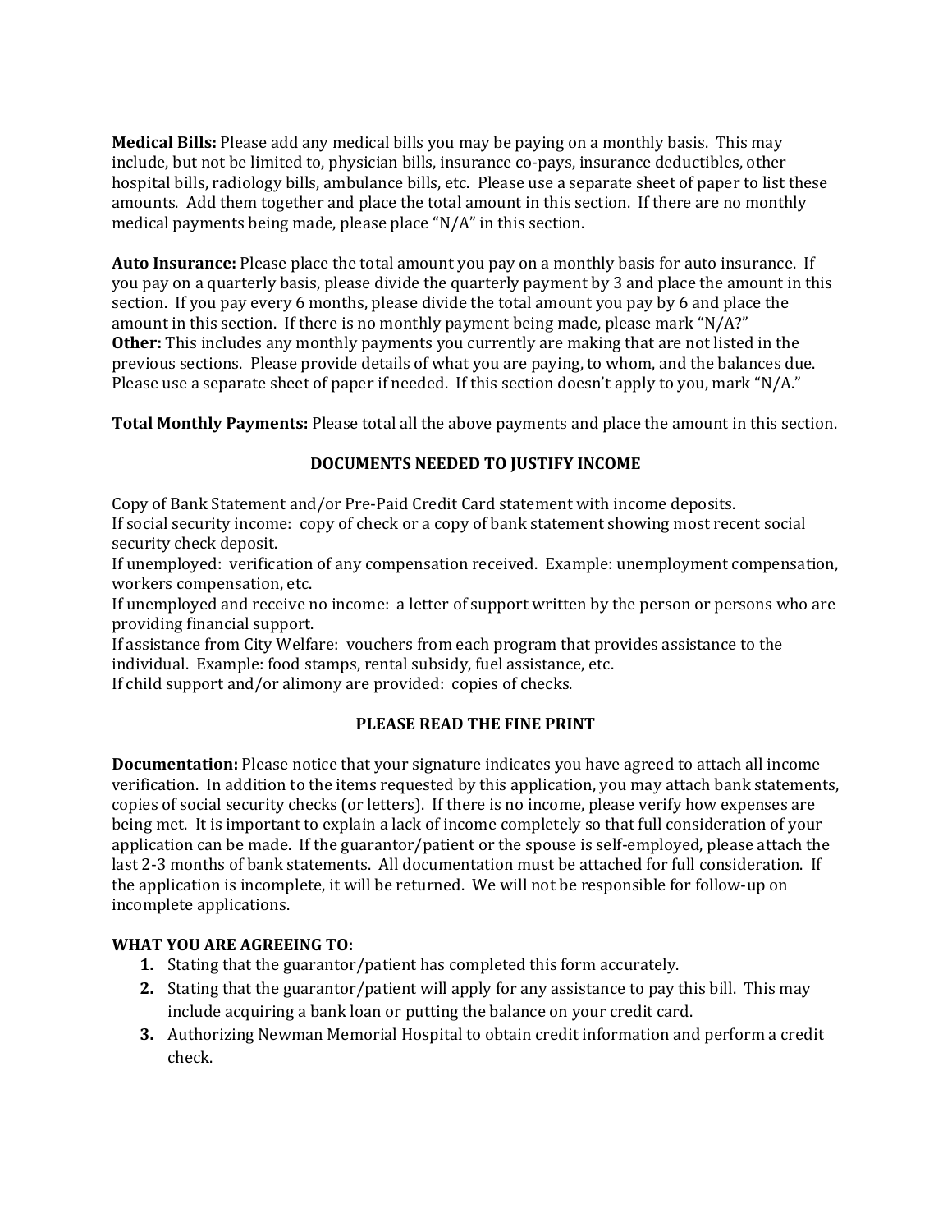**Medical Bills:** Please add any medical bills you may be paying on a monthly basis. This may include, but not be limited to, physician bills, insurance co-pays, insurance deductibles, other hospital bills, radiology bills, ambulance bills, etc. Please use a separate sheet of paper to list these amounts. Add them together and place the total amount in this section. If there are no monthly medical payments being made, please place "N/A" in this section.

**Auto Insurance:** Please place the total amount you pay on a monthly basis for auto insurance. If you pay on a quarterly basis, please divide the quarterly payment by 3 and place the amount in this section. If you pay every 6 months, please divide the total amount you pay by 6 and place the amount in this section. If there is no monthly payment being made, please mark "N/A?"

**Other:** This includes any monthly payments you currently are making that are not listed in the previous sections. Please provide details of what you are paying, to whom, and the balances due. Please use a separate sheet of paper if needed. If this section doesn't apply to you, mark "N/A."

**Total Monthly Payments:** Please total all the above payments and place the amount in this section.

## DOCUMENTS NEEDED TO JUSTIFY INCOME

Copy of Bank Statement and/or Pre-Paid Credit Card statement with income deposits.
If social security income: copy of check or a copy of bank statement showing most recent social security check deposit.
If unemployed: verification of any compensation received. Example: unemployment compensation, workers compensation, etc.
If unemployed and receive no income: a letter of support written by the person or persons who are providing financial support.
If assistance from City Welfare: vouchers from each program that provides assistance to the individual. Example: food stamps, rental subsidy, fuel assistance, etc.
If child support and/or alimony are provided: copies of checks.

## PLEASE READ THE FINE PRINT

**Documentation:** Please notice that your signature indicates you have agreed to attach all income verification. In addition to the items requested by this application, you may attach bank statements, copies of social security checks (or letters). If there is no income, please verify how expenses are being met. It is important to explain a lack of income completely so that full consideration of your application can be made. If the guarantor/patient or the spouse is self-employed, please attach the last 2-3 months of bank statements. All documentation must be attached for full consideration. If the application is incomplete, it will be returned. We will not be responsible for follow-up on incomplete applications.

**WHAT YOU ARE AGREEING TO:**

1. Stating that the guarantor/patient has completed this form accurately.
2. Stating that the guarantor/patient will apply for any assistance to pay this bill. This may include acquiring a bank loan or putting the balance on your credit card.
3. Authorizing Newman Memorial Hospital to obtain credit information and perform a credit check.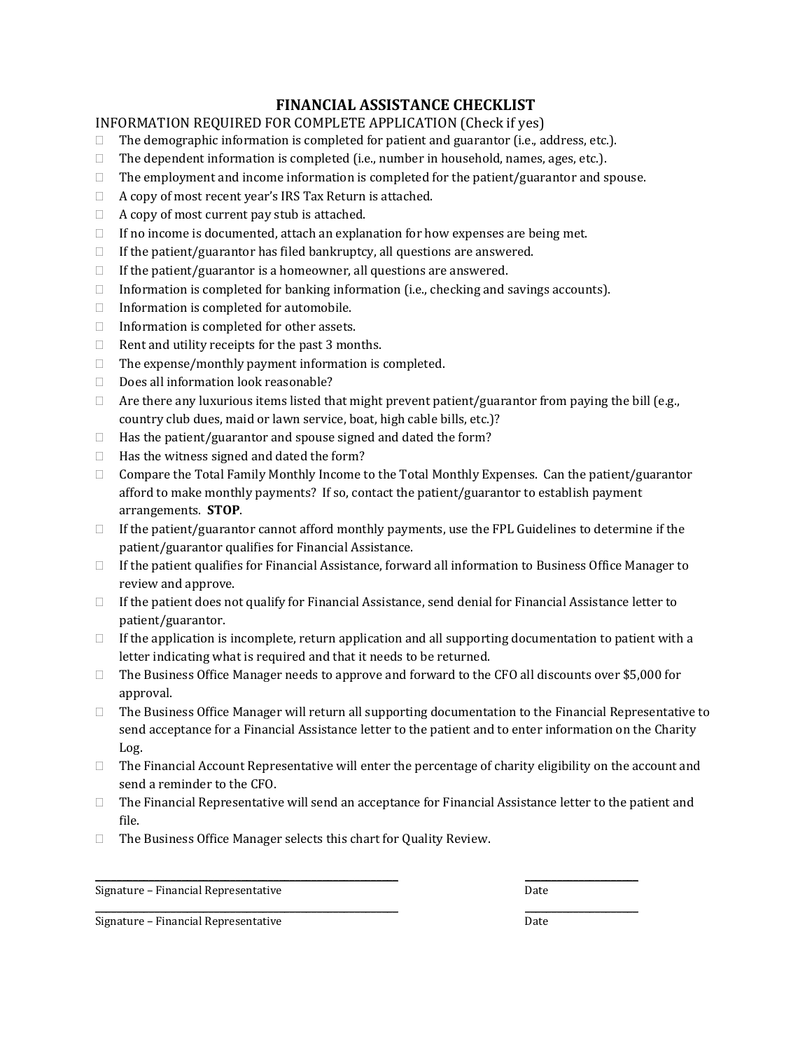# FINANCIAL ASSISTANCE CHECKLIST

INFORMATION REQUIRED FOR COMPLETE APPLICATION (Check if yes)

- ☐ The demographic information is completed for patient and guarantor (i.e., address, etc.).
- ☐ The dependent information is completed (i.e., number in household, names, ages, etc.).
- ☐ The employment and income information is completed for the patient/guarantor and spouse.
- ☐ A copy of most recent year's IRS Tax Return is attached.
- ☐ A copy of most current pay stub is attached.
- ☐ If no income is documented, attach an explanation for how expenses are being met.
- ☐ If the patient/guarantor has filed bankruptcy, all questions are answered.
- ☐ If the patient/guarantor is a homeowner, all questions are answered.
- ☐ Information is completed for banking information (i.e., checking and savings accounts).
- ☐ Information is completed for automobile.
- ☐ Information is completed for other assets.
- ☐ Rent and utility receipts for the past 3 months.
- ☐ The expense/monthly payment information is completed.
- ☐ Does all information look reasonable?
- ☐ Are there any luxurious items listed that might prevent patient/guarantor from paying the bill (e.g., country club dues, maid or lawn service, boat, high cable bills, etc.)?
- ☐ Has the patient/guarantor and spouse signed and dated the form?
- ☐ Has the witness signed and dated the form?
- ☐ Compare the Total Family Monthly Income to the Total Monthly Expenses. Can the patient/guarantor afford to make monthly payments? If so, contact the patient/guarantor to establish payment arrangements. **STOP**.
- ☐ If the patient/guarantor cannot afford monthly payments, use the FPL Guidelines to determine if the patient/guarantor qualifies for Financial Assistance.
- ☐ If the patient qualifies for Financial Assistance, forward all information to Business Office Manager to review and approve.
- ☐ If the patient does not qualify for Financial Assistance, send denial for Financial Assistance letter to patient/guarantor.
- ☐ If the application is incomplete, return application and all supporting documentation to patient with a letter indicating what is required and that it needs to be returned.
- ☐ The Business Office Manager needs to approve and forward to the CFO all discounts over $5,000 for approval.
- ☐ The Business Office Manager will return all supporting documentation to the Financial Representative to send acceptance for a Financial Assistance letter to the patient and to enter information on the Charity Log.
- ☐ The Financial Account Representative will enter the percentage of charity eligibility on the account and send a reminder to the CFO.
- ☐ The Financial Representative will send an acceptance for Financial Assistance letter to the patient and file.
- ☐ The Business Office Manager selects this chart for Quality Review.

______________________________________________ ____________________

Signature – Financial Representative Date

______________________________________________ ____________________

Signature – Financial Representative Date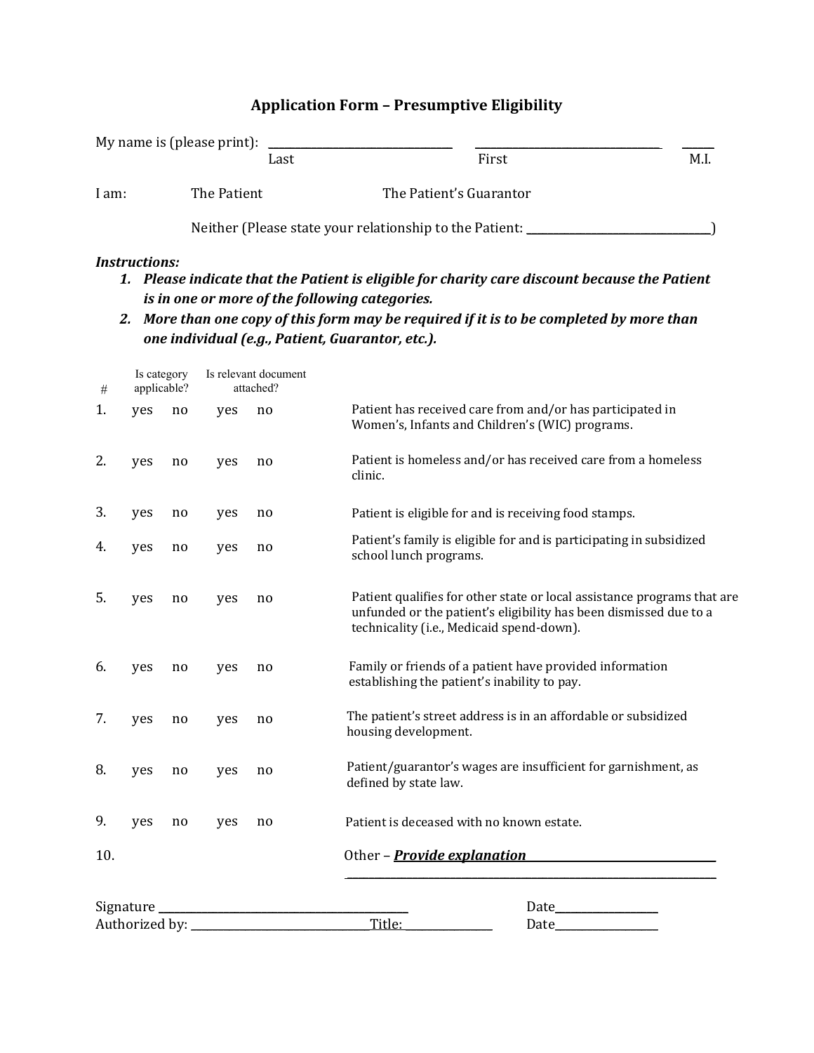# Application Form – Presumptive Eligibility

My name is (please print): ______________________ ______________________ ______
Last First M.I.

I am: The Patient The Patient's Guarantor

Neither (Please state your relationship to the Patient: ______________________)

***Instructions:***

1. ***Please indicate that the Patient is eligible for charity care discount because the Patient is in one or more of the following categories.***
2. ***More than one copy of this form may be required if it is to be completed by more than one individual (e.g., Patient, Guarantor, etc.).***

| # | Is category applicable? | | Is relevant document attached? | | |
|---|---|---|---|---|---|
| 1. | yes | no | yes | no | Patient has received care from and/or has participated in Women's, Infants and Children's (WIC) programs. |
| 2. | yes | no | yes | no | Patient is homeless and/or has received care from a homeless clinic. |
| 3. | yes | no | yes | no | Patient is eligible for and is receiving food stamps. |
| 4. | yes | no | yes | no | Patient's family is eligible for and is participating in subsidized school lunch programs. |
| 5. | yes | no | yes | no | Patient qualifies for other state or local assistance programs that are unfunded or the patient's eligibility has been dismissed due to a technicality (i.e., Medicaid spend-down). |
| 6. | yes | no | yes | no | Family or friends of a patient have provided information establishing the patient's inability to pay. |
| 7. | yes | no | yes | no | The patient's street address is in an affordable or subsidized housing development. |
| 8. | yes | no | yes | no | Patient/guarantor's wages are insufficient for garnishment, as defined by state law. |
| 9. | yes | no | yes | no | Patient is deceased with no known estate. |
| 10. | | | | | Other – ***<u>Provide explanation</u>*** ______________________ |

Signature ______________________ Date__________

Authorized by: ______________________ Title: __________ Date__________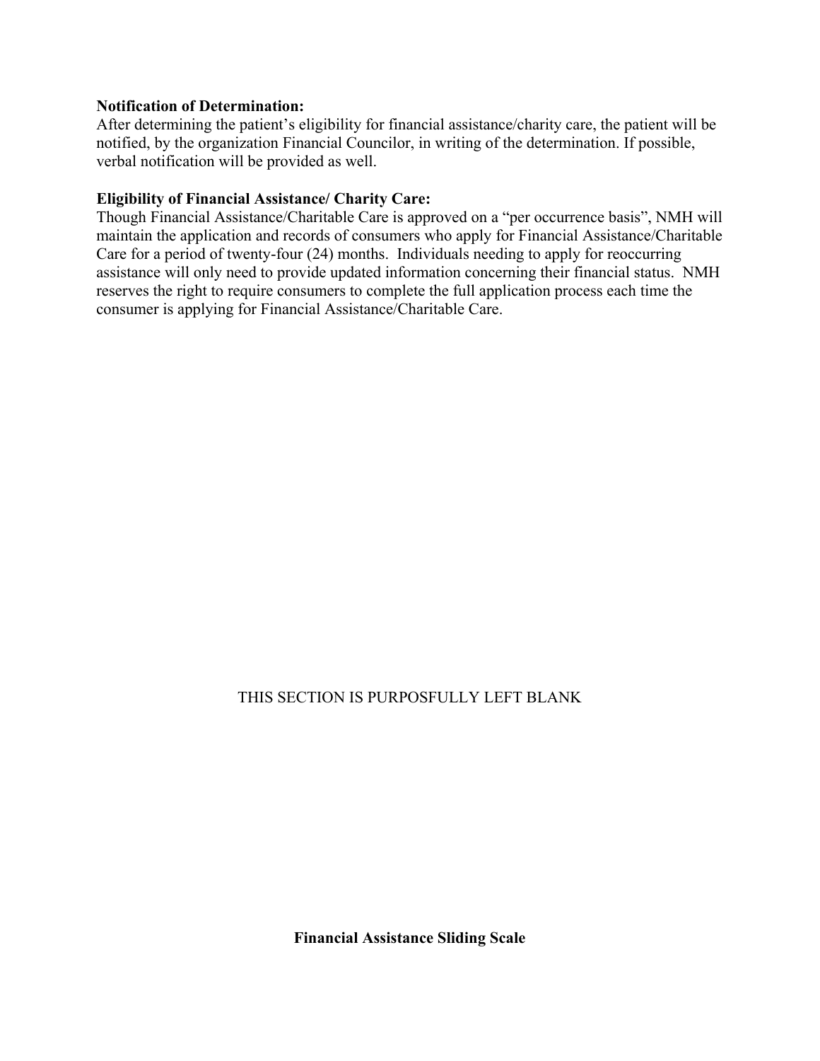**Notification of Determination:**
After determining the patient's eligibility for financial assistance/charity care, the patient will be notified, by the organization Financial Councilor, in writing of the determination. If possible, verbal notification will be provided as well.

**Eligibility of Financial Assistance/ Charity Care:**
Though Financial Assistance/Charitable Care is approved on a "per occurrence basis", NMH will maintain the application and records of consumers who apply for Financial Assistance/Charitable Care for a period of twenty-four (24) months. Individuals needing to apply for reoccurring assistance will only need to provide updated information concerning their financial status. NMH reserves the right to require consumers to complete the full application process each time the consumer is applying for Financial Assistance/Charitable Care.

THIS SECTION IS PURPOSFULLY LEFT BLANK

**Financial Assistance Sliding Scale**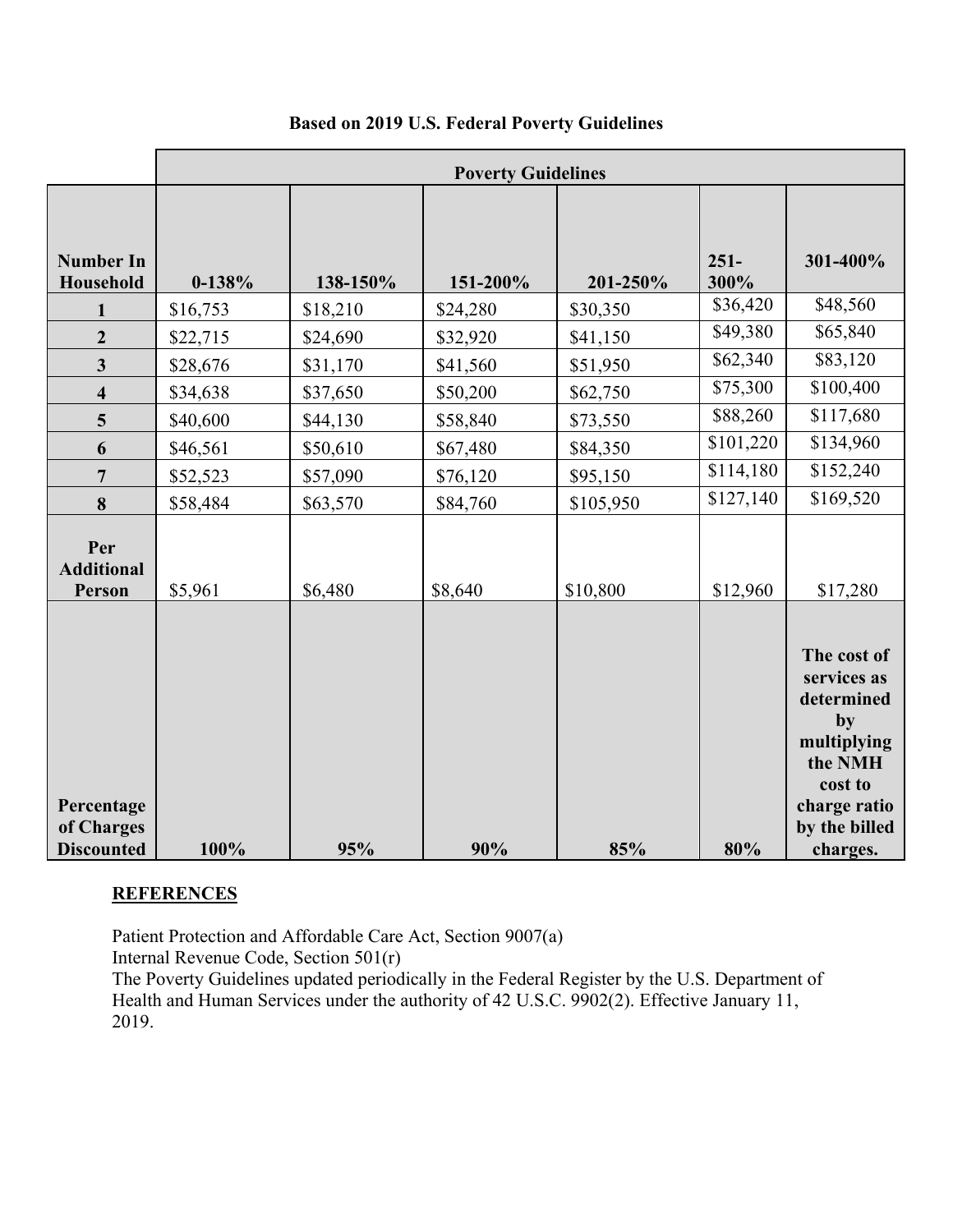**Based on 2019 U.S. Federal Poverty Guidelines**

| | Poverty Guidelines | | | | | |
|---|---|---|---|---|---|---|
| **Number In Household** | **0-138%** | **138-150%** | **151-200%** | **201-250%** | **251-300%** | **301-400%** |
| **1** | $16,753 | $18,210 | $24,280 | $30,350 | $36,420 | $48,560 |
| **2** | $22,715 | $24,690 | $32,920 | $41,150 | $49,380 | $65,840 |
| **3** | $28,676 | $31,170 | $41,560 | $51,950 | $62,340 | $83,120 |
| **4** | $34,638 | $37,650 | $50,200 | $62,750 | $75,300 | $100,400 |
| **5** | $40,600 | $44,130 | $58,840 | $73,550 | $88,260 | $117,680 |
| **6** | $46,561 | $50,610 | $67,480 | $84,350 | $101,220 | $134,960 |
| **7** | $52,523 | $57,090 | $76,120 | $95,150 | $114,180 | $152,240 |
| **8** | $58,484 | $63,570 | $84,760 | $105,950 | $127,140 | $169,520 |
| **Per Additional Person** | $5,961 | $6,480 | $8,640 | $10,800 | $12,960 | $17,280 |
| **Percentage of Charges Discounted** | **100%** | **95%** | **90%** | **85%** | **80%** | **The cost of services as determined by multiplying the NMH cost to charge ratio by the billed charges.** |

**REFERENCES**

Patient Protection and Affordable Care Act, Section 9007(a)
Internal Revenue Code, Section 501(r)
The Poverty Guidelines updated periodically in the Federal Register by the U.S. Department of Health and Human Services under the authority of 42 U.S.C. 9902(2). Effective January 11, 2019.